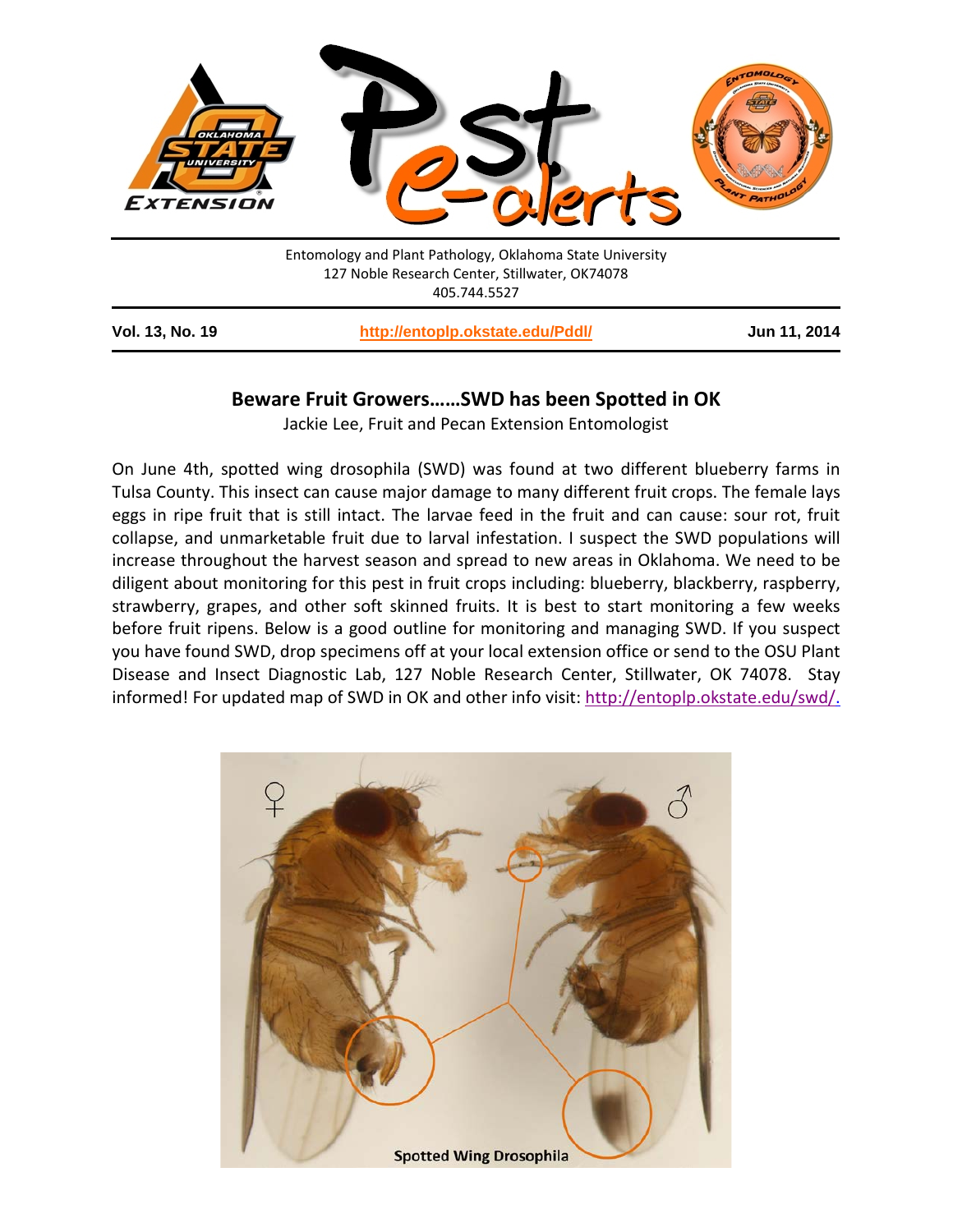Entomology and Plant Pathology, Oklahoma State University
127 Noble Research Center, Stillwater, OK74078
405.744.5527

**Vol. 13, No. 19** | **http://entoplp.okstate.edu/Pddl/** | **Jun 11, 2014**

## Beware Fruit Growers……SWD has been Spotted in OK

Jackie Lee, Fruit and Pecan Extension Entomologist

On June 4th, spotted wing drosophila (SWD) was found at two different blueberry farms in Tulsa County. This insect can cause major damage to many different fruit crops. The female lays eggs in ripe fruit that is still intact. The larvae feed in the fruit and can cause: sour rot, fruit collapse, and unmarketable fruit due to larval infestation. I suspect the SWD populations will increase throughout the harvest season and spread to new areas in Oklahoma. We need to be diligent about monitoring for this pest in fruit crops including: blueberry, blackberry, raspberry, strawberry, grapes, and other soft skinned fruits. It is best to start monitoring a few weeks before fruit ripens. Below is a good outline for monitoring and managing SWD. If you suspect you have found SWD, drop specimens off at your local extension office or send to the OSU Plant Disease and Insect Diagnostic Lab, 127 Noble Research Center, Stillwater, OK 74078. Stay informed! For updated map of SWD in OK and other info visit: http://entoplp.okstate.edu/swd/.

Spotted Wing Drosophila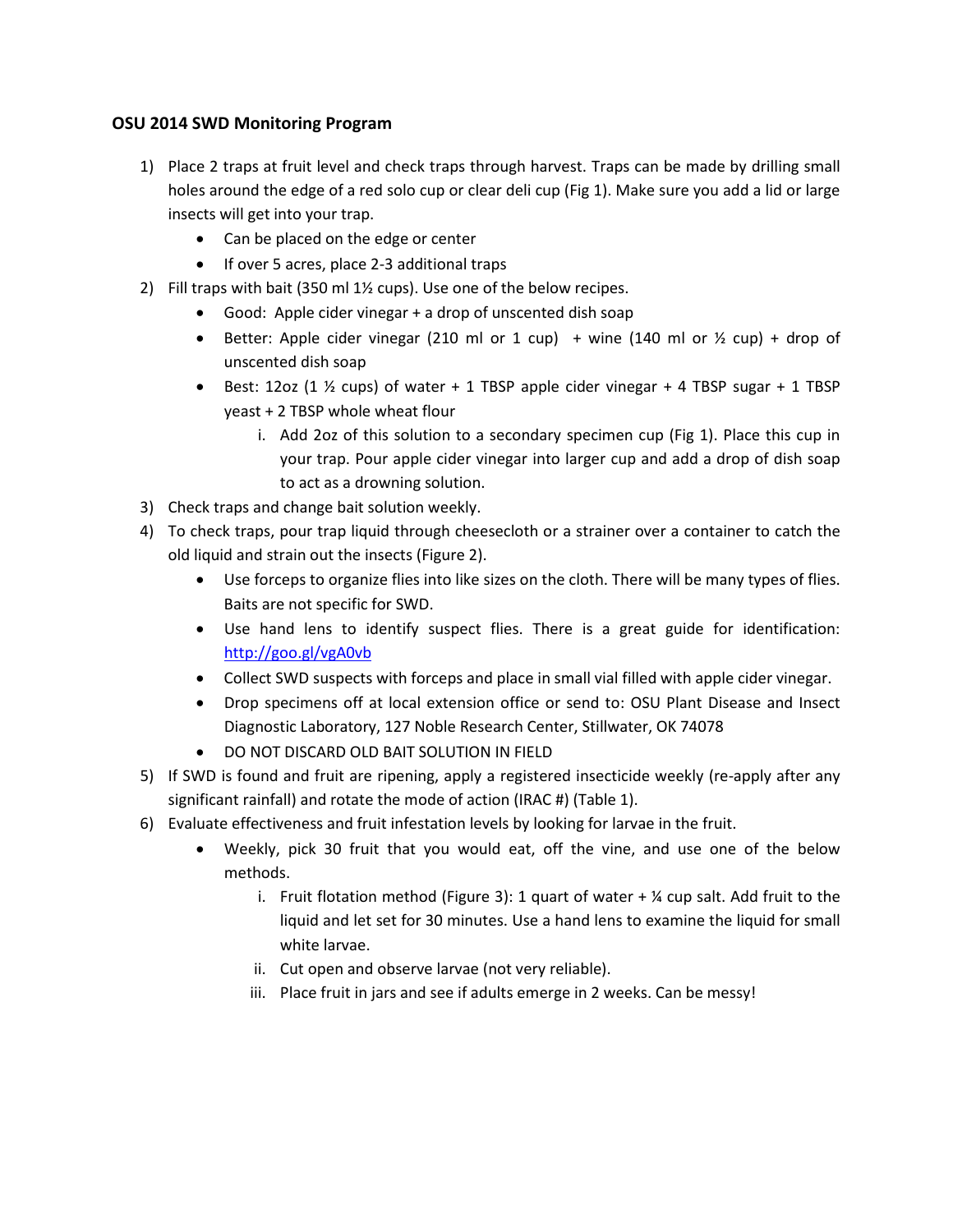### OSU 2014 SWD Monitoring Program

1) Place 2 traps at fruit level and check traps through harvest. Traps can be made by drilling small holes around the edge of a red solo cup or clear deli cup (Fig 1). Make sure you add a lid or large insects will get into your trap.
   - Can be placed on the edge or center
   - If over 5 acres, place 2-3 additional traps
2) Fill traps with bait (350 ml 1½ cups). Use one of the below recipes.
   - Good: Apple cider vinegar + a drop of unscented dish soap
   - Better: Apple cider vinegar (210 ml or 1 cup) + wine (140 ml or ½ cup) + drop of unscented dish soap
   - Best: 12oz (1 ½ cups) of water + 1 TBSP apple cider vinegar + 4 TBSP sugar + 1 TBSP yeast + 2 TBSP whole wheat flour
     1. Add 2oz of this solution to a secondary specimen cup (Fig 1). Place this cup in your trap. Pour apple cider vinegar into larger cup and add a drop of dish soap to act as a drowning solution.
3) Check traps and change bait solution weekly.
4) To check traps, pour trap liquid through cheesecloth or a strainer over a container to catch the old liquid and strain out the insects (Figure 2).
   - Use forceps to organize flies into like sizes on the cloth. There will be many types of flies. Baits are not specific for SWD.
   - Use hand lens to identify suspect flies. There is a great guide for identification: http://goo.gl/vgA0vb
   - Collect SWD suspects with forceps and place in small vial filled with apple cider vinegar.
   - Drop specimens off at local extension office or send to: OSU Plant Disease and Insect Diagnostic Laboratory, 127 Noble Research Center, Stillwater, OK 74078
   - DO NOT DISCARD OLD BAIT SOLUTION IN FIELD
5) If SWD is found and fruit are ripening, apply a registered insecticide weekly (re-apply after any significant rainfall) and rotate the mode of action (IRAC #) (Table 1).
6) Evaluate effectiveness and fruit infestation levels by looking for larvae in the fruit.
   - Weekly, pick 30 fruit that you would eat, off the vine, and use one of the below methods.
     i. Fruit flotation method (Figure 3): 1 quart of water + ¼ cup salt. Add fruit to the liquid and let set for 30 minutes. Use a hand lens to examine the liquid for small white larvae.
     ii. Cut open and observe larvae (not very reliable).
     iii. Place fruit in jars and see if adults emerge in 2 weeks. Can be messy!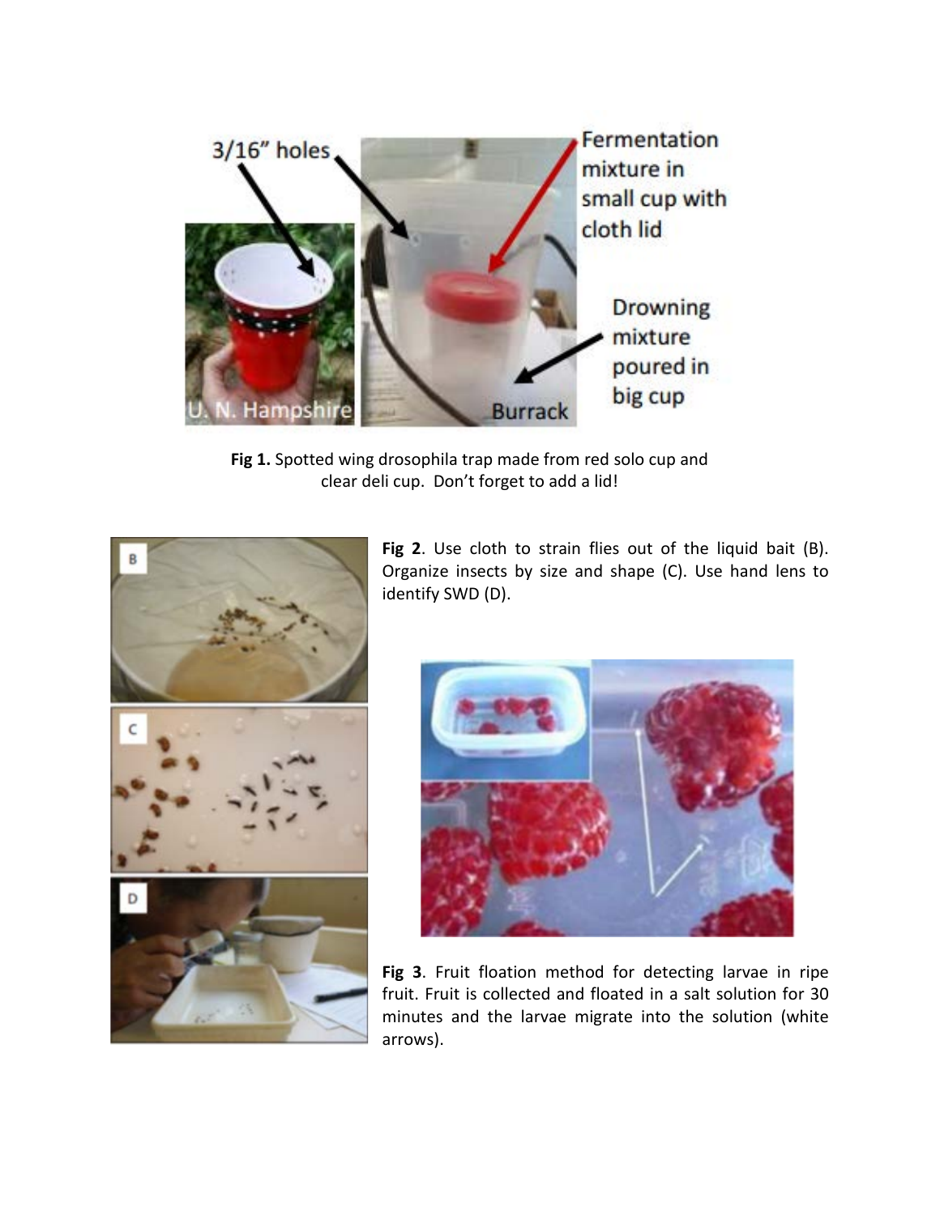**Fig 1.** Spotted wing drosophila trap made from red solo cup and clear deli cup. Don't forget to add a lid!

**Fig 2**. Use cloth to strain flies out of the liquid bait (B). Organize insects by size and shape (C). Use hand lens to identify SWD (D).

**Fig 3**. Fruit floation method for detecting larvae in ripe fruit. Fruit is collected and floated in a salt solution for 30 minutes and the larvae migrate into the solution (white arrows).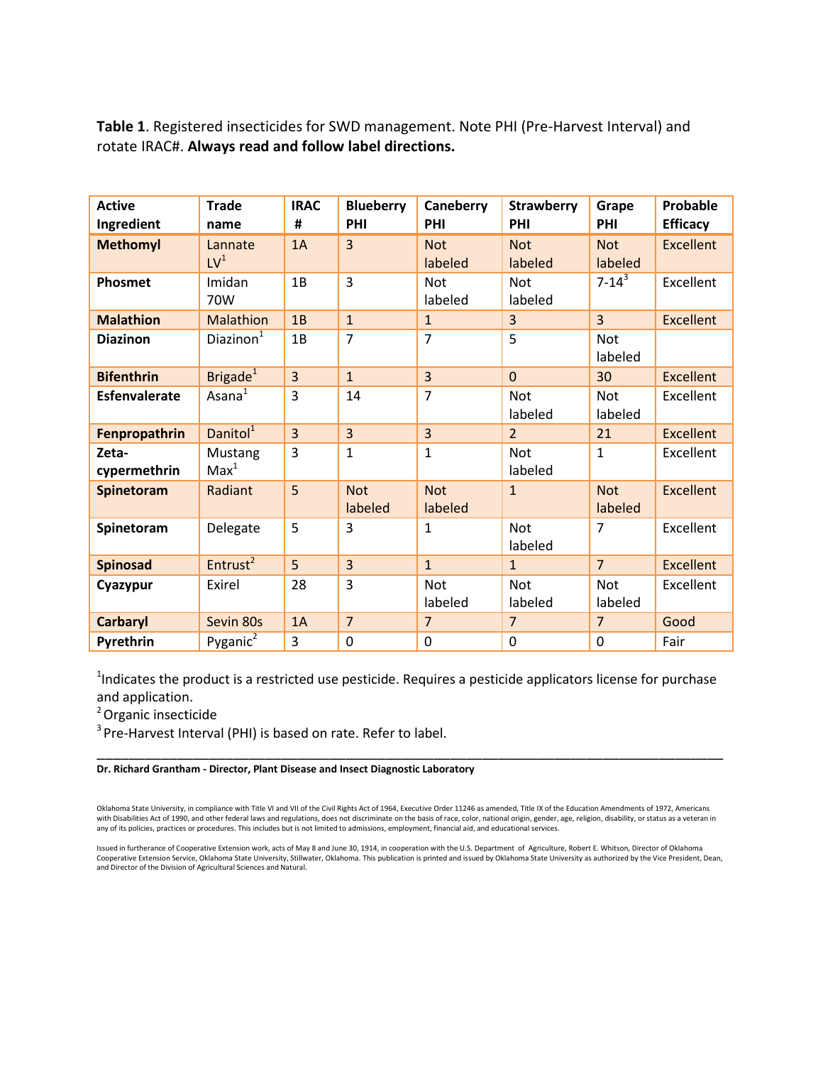**Table 1**. Registered insecticides for SWD management. Note PHI (Pre-Harvest Interval) and rotate IRAC#. **Always read and follow label directions.**

| Active Ingredient | Trade name | IRAC # | Blueberry PHI | Caneberry PHI | Strawberry PHI | Grape PHI | Probable Efficacy |
|---|---|---|---|---|---|---|---|
| **Methomyl** | Lannate LV[1] | 1A | 3 | Not labeled | Not labeled | Not labeled | Excellent |
| **Phosmet** | Imidan 70W | 1B | 3 | Not labeled | Not labeled | 7-14[3] | Excellent |
| **Malathion** | Malathion | 1B | 1 | 1 | 3 | 3 | Excellent |
| **Diazinon** | Diazinon[1] | 1B | 7 | 7 | 5 | Not labeled | |
| **Bifenthrin** | Brigade[1] | 3 | 1 | 3 | 0 | 30 | Excellent |
| **Esfenvalerate** | Asana[1] | 3 | 14 | 7 | Not labeled | Not labeled | Excellent |
| **Fenpropathrin** | Danitol[1] | 3 | 3 | 3 | 2 | 21 | Excellent |
| **Zeta-cypermethrin** | Mustang Max[1] | 3 | 1 | 1 | Not labeled | 1 | Excellent |
| **Spinetoram** | Radiant | 5 | Not labeled | Not labeled | 1 | Not labeled | Excellent |
| **Spinetoram** | Delegate | 5 | 3 | 1 | Not labeled | 7 | Excellent |
| **Spinosad** | Entrust[2] | 5 | 3 | 1 | 1 | 7 | Excellent |
| **Cyazypur** | Exirel | 28 | 3 | Not labeled | Not labeled | Not labeled | Excellent |
| **Carbaryl** | Sevin 80s | 1A | 7 | 7 | 7 | 7 | Good |
| **Pyrethrin** | Pyganic[2] | 3 | 0 | 0 | 0 | 0 | Fair |

[1]Indicates the product is a restricted use pesticide. Requires a pesticide applicators license for purchase and application.

[2] Organic insecticide

[3] Pre-Harvest Interval (PHI) is based on rate. Refer to label.

---

**Dr. Richard Grantham - Director, Plant Disease and Insect Diagnostic Laboratory**

Oklahoma State University, in compliance with Title VI and VII of the Civil Rights Act of 1964, Executive Order 11246 as amended, Title IX of the Education Amendments of 1972, Americans with Disabilities Act of 1990, and other federal laws and regulations, does not discriminate on the basis of race, color, national origin, gender, age, religion, disability, or status as a veteran in any of its policies, practices or procedures. This includes but is not limited to admissions, employment, financial aid, and educational services.

Issued in furtherance of Cooperative Extension work, acts of May 8 and June 30, 1914, in cooperation with the U.S. Department of Agriculture, Robert E. Whitson, Director of Oklahoma Cooperative Extension Service, Oklahoma State University, Stillwater, Oklahoma. This publication is printed and issued by Oklahoma State University as authorized by the Vice President, Dean, and Director of the Division of Agricultural Sciences and Natural.